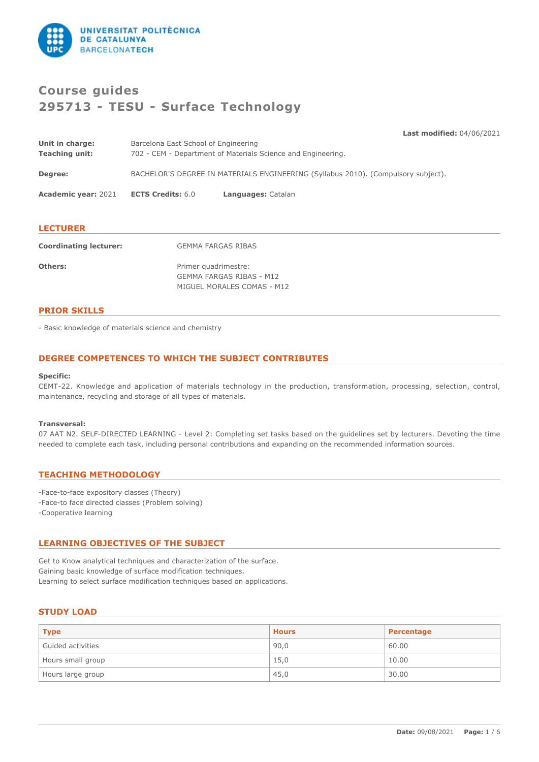# Course guides
# 295713 - TESU - Surface Technology

**Last modified:** 04/06/2021

**Unit in charge:** Barcelona East School of Engineering
**Teaching unit:** 702 - CEM - Department of Materials Science and Engineering.

**Degree:** BACHELOR'S DEGREE IN MATERIALS ENGINEERING (Syllabus 2010). (Compulsory subject).

**Academic year:** 2021 **ECTS Credits:** 6.0 **Languages:** Catalan

## LECTURER

**Coordinating lecturer:** GEMMA FARGAS RIBAS

**Others:** Primer quadrimestre:
GEMMA FARGAS RIBAS - M12
MIGUEL MORALES COMAS - M12

## PRIOR SKILLS

- Basic knowledge of materials science and chemistry

## DEGREE COMPETENCES TO WHICH THE SUBJECT CONTRIBUTES

**Specific:**
CEMT-22. Knowledge and application of materials technology in the production, transformation, processing, selection, control, maintenance, recycling and storage of all types of materials.

**Transversal:**
07 AAT N2. SELF-DIRECTED LEARNING - Level 2: Completing set tasks based on the guidelines set by lecturers. Devoting the time needed to complete each task, including personal contributions and expanding on the recommended information sources.

## TEACHING METHODOLOGY

-Face-to-face expository classes (Theory)
-Face-to face directed classes (Problem solving)
-Cooperative learning

## LEARNING OBJECTIVES OF THE SUBJECT

Get to Know analytical techniques and characterization of the surface.
Gaining basic knowledge of surface modification techniques.
Learning to select surface modification techniques based on applications.

## STUDY LOAD

| Type | Hours | Percentage |
|---|---|---|
| Guided activities | 90,0 | 60.00 |
| Hours small group | 15,0 | 10.00 |
| Hours large group | 45,0 | 30.00 |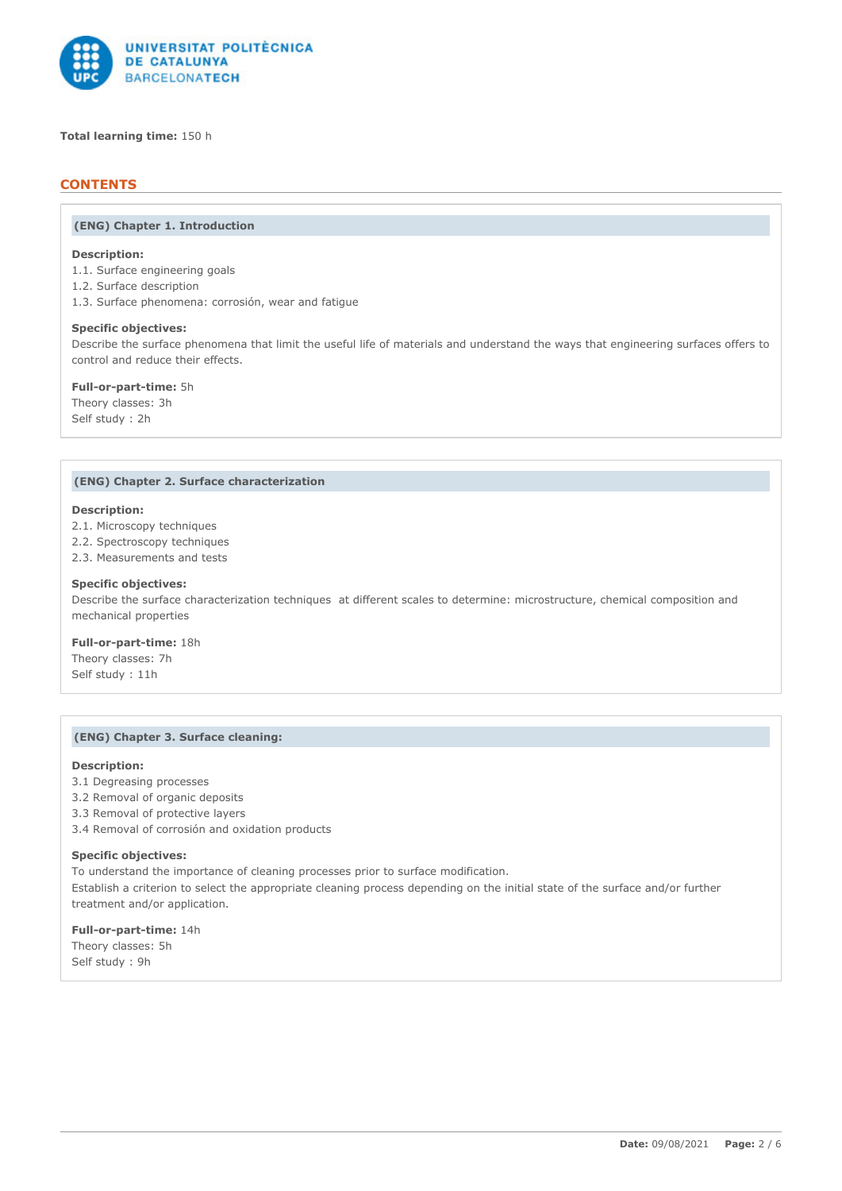**Total learning time:** 150 h

## CONTENTS

### (ENG) Chapter 1. Introduction

**Description:**
1.1. Surface engineering goals
1.2. Surface description
1.3. Surface phenomena: corrosión, wear and fatigue

**Specific objectives:**
Describe the surface phenomena that limit the useful life of materials and understand the ways that engineering surfaces offers to control and reduce their effects.

**Full-or-part-time:** 5h
Theory classes: 3h
Self study : 2h

### (ENG) Chapter 2. Surface characterization

**Description:**
2.1. Microscopy techniques
2.2. Spectroscopy techniques
2.3. Measurements and tests

**Specific objectives:**
Describe the surface characterization techniques  at different scales to determine: microstructure, chemical composition and mechanical properties

**Full-or-part-time:** 18h
Theory classes: 7h
Self study : 11h

### (ENG) Chapter 3. Surface cleaning:

**Description:**
3.1 Degreasing processes
3.2 Removal of organic deposits
3.3 Removal of protective layers
3.4 Removal of corrosión and oxidation products

**Specific objectives:**
To understand the importance of cleaning processes prior to surface modification.
Establish a criterion to select the appropriate cleaning process depending on the initial state of the surface and/or further treatment and/or application.

**Full-or-part-time:** 14h
Theory classes: 5h
Self study : 9h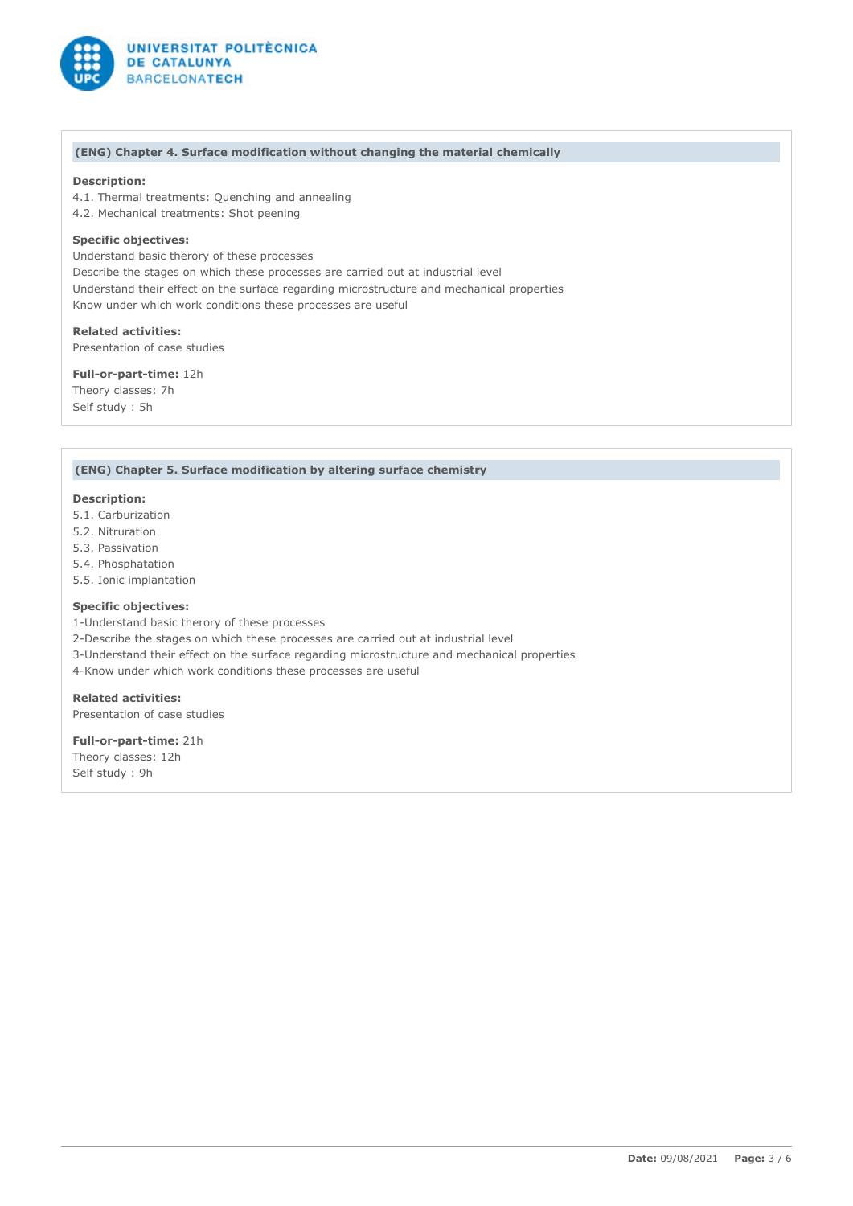### (ENG) Chapter 4. Surface modification without changing the material chemically

**Description:**
4.1. Thermal treatments: Quenching and annealing
4.2. Mechanical treatments: Shot peening

**Specific objectives:**
Understand basic therory of these processes
Describe the stages on which these processes are carried out at industrial level
Understand their effect on the surface regarding microstructure and mechanical properties
Know under which work conditions these processes are useful

**Related activities:**
Presentation of case studies

**Full-or-part-time:** 12h
Theory classes: 7h
Self study : 5h

### (ENG) Chapter 5. Surface modification by altering surface chemistry

**Description:**
5.1. Carburization
5.2. Nitruration
5.3. Passivation
5.4. Phosphatation
5.5. Ionic implantation

**Specific objectives:**
1-Understand basic therory of these processes
2-Describe the stages on which these processes are carried out at industrial level
3-Understand their effect on the surface regarding microstructure and mechanical properties
4-Know under which work conditions these processes are useful

**Related activities:**
Presentation of case studies

**Full-or-part-time:** 21h
Theory classes: 12h
Self study : 9h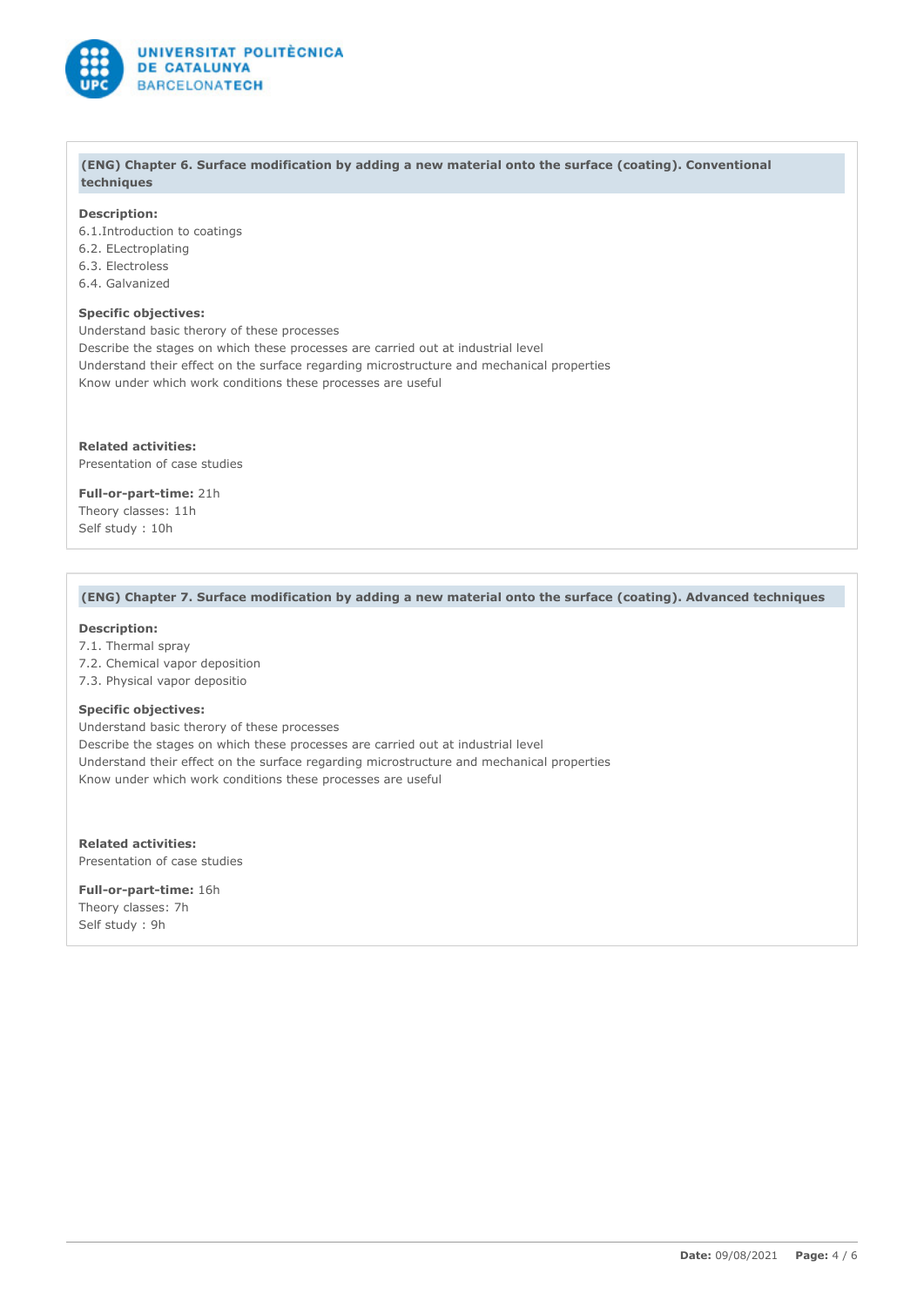## (ENG) Chapter 6. Surface modification by adding a new material onto the surface (coating). Conventional techniques

**Description:**
6.1.Introduction to coatings
6.2. ELectroplating
6.3. Electroless
6.4. Galvanized

**Specific objectives:**
Understand basic therory of these processes
Describe the stages on which these processes are carried out at industrial level
Understand their effect on the surface regarding microstructure and mechanical properties
Know under which work conditions these processes are useful

**Related activities:**
Presentation of case studies

**Full-or-part-time:** 21h
Theory classes: 11h
Self study : 10h

## (ENG) Chapter 7. Surface modification by adding a new material onto the surface (coating). Advanced techniques

**Description:**
7.1. Thermal spray
7.2. Chemical vapor deposition
7.3. Physical vapor depositio

**Specific objectives:**
Understand basic therory of these processes
Describe the stages on which these processes are carried out at industrial level
Understand their effect on the surface regarding microstructure and mechanical properties
Know under which work conditions these processes are useful

**Related activities:**
Presentation of case studies

**Full-or-part-time:** 16h
Theory classes: 7h
Self study : 9h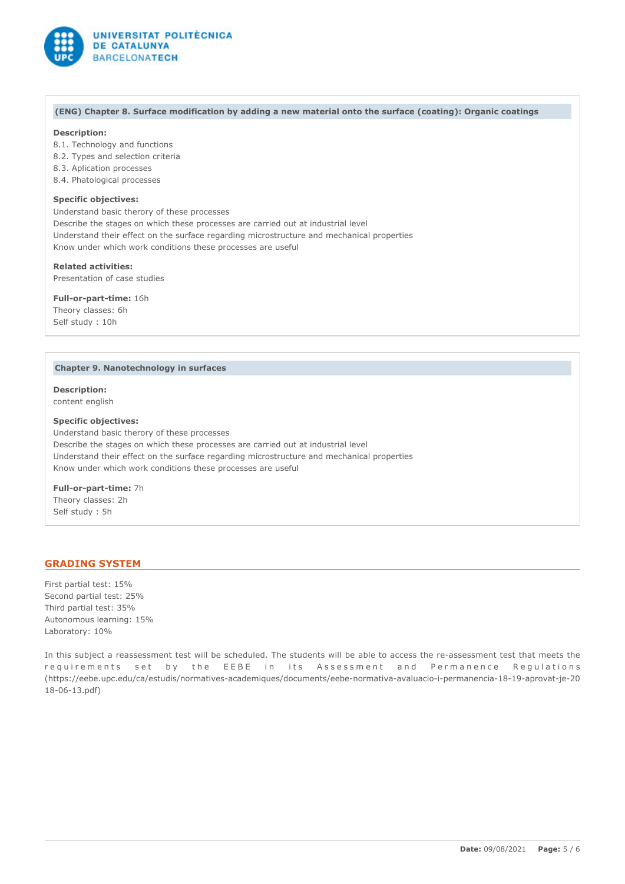### (ENG) Chapter 8. Surface modification by adding a new material onto the surface (coating): Organic coatings

**Description:**
8.1. Technology and functions
8.2. Types and selection criteria
8.3. Aplication processes
8.4. Phatological processes

**Specific objectives:**
Understand basic therory of these processes
Describe the stages on which these processes are carried out at industrial level
Understand their effect on the surface regarding microstructure and mechanical properties
Know under which work conditions these processes are useful

**Related activities:**
Presentation of case studies

**Full-or-part-time:** 16h
Theory classes: 6h
Self study : 10h

### Chapter 9. Nanotechnology in surfaces

**Description:**
content english

**Specific objectives:**
Understand basic therory of these processes
Describe the stages on which these processes are carried out at industrial level
Understand their effect on the surface regarding microstructure and mechanical properties
Know under which work conditions these processes are useful

**Full-or-part-time:** 7h
Theory classes: 2h
Self study : 5h

## GRADING SYSTEM

First partial test: 15%
Second partial test: 25%
Third partial test: 35%
Autonomous learning: 15%
Laboratory: 10%

In this subject a reassessment test will be scheduled. The students will be able to access the re-assessment test that meets the requirements set by the EEBE in its Assessment and Permanence Regulations (https://eebe.upc.edu/ca/estudis/normatives-academiques/documents/eebe-normativa-avaluacio-i-permanencia-18-19-aprovat-je-2018-06-13.pdf)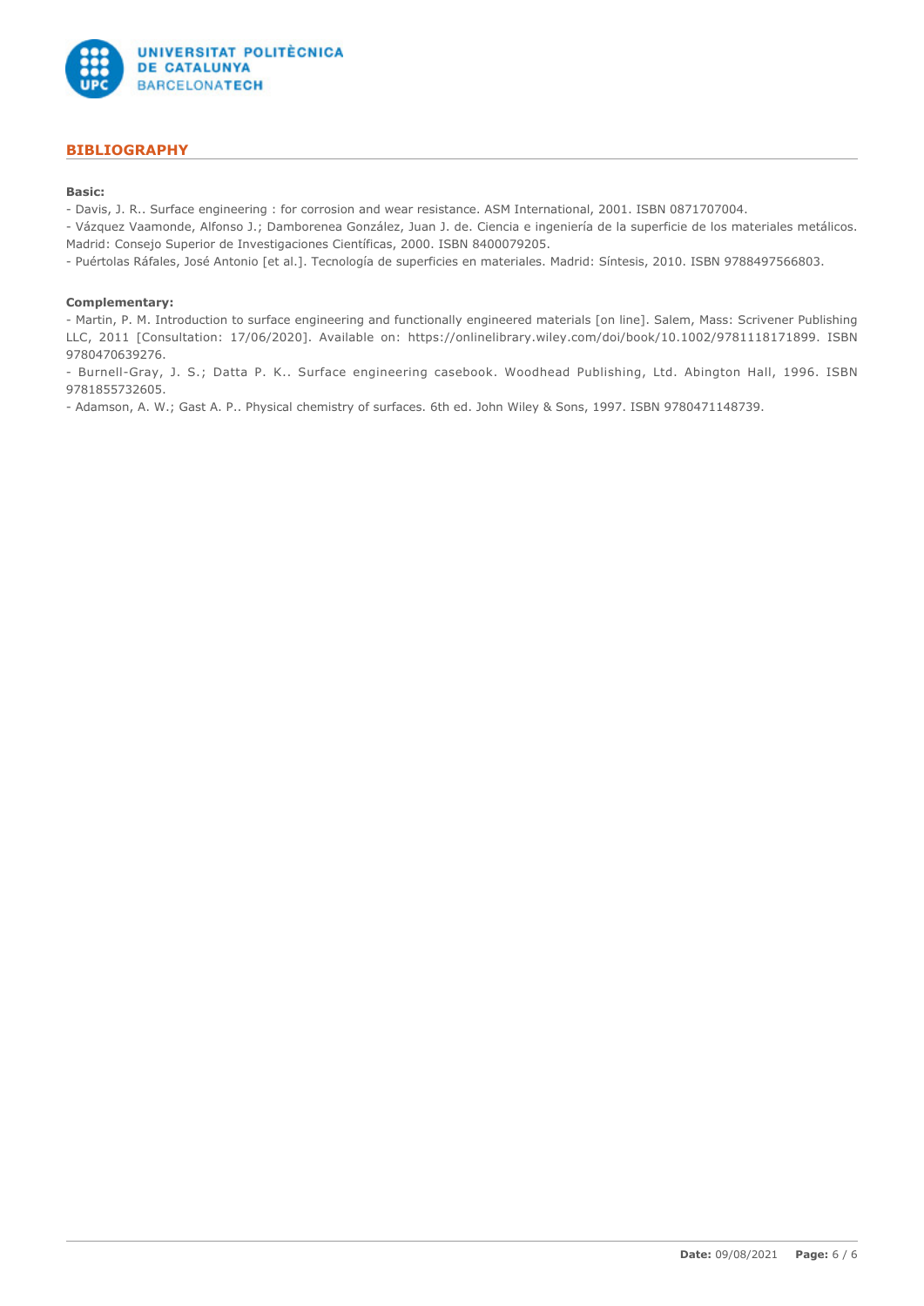## BIBLIOGRAPHY

**Basic:**

- Davis, J. R.. Surface engineering : for corrosion and wear resistance. ASM International, 2001. ISBN 0871707004.
- Vázquez Vaamonde, Alfonso J.; Damborenea González, Juan J. de. Ciencia e ingeniería de la superficie de los materiales metálicos. Madrid: Consejo Superior de Investigaciones Científicas, 2000. ISBN 8400079205.
- Puértolas Ráfales, José Antonio [et al.]. Tecnología de superficies en materiales. Madrid: Síntesis, 2010. ISBN 9788497566803.

**Complementary:**

- Martin, P. M. Introduction to surface engineering and functionally engineered materials [on line]. Salem, Mass: Scrivener Publishing LLC, 2011 [Consultation: 17/06/2020]. Available on: https://onlinelibrary.wiley.com/doi/book/10.1002/9781118171899. ISBN 9780470639276.
- Burnell-Gray, J. S.; Datta P. K.. Surface engineering casebook. Woodhead Publishing, Ltd. Abington Hall, 1996. ISBN 9781855732605.
- Adamson, A. W.; Gast A. P.. Physical chemistry of surfaces. 6th ed. John Wiley & Sons, 1997. ISBN 9780471148739.